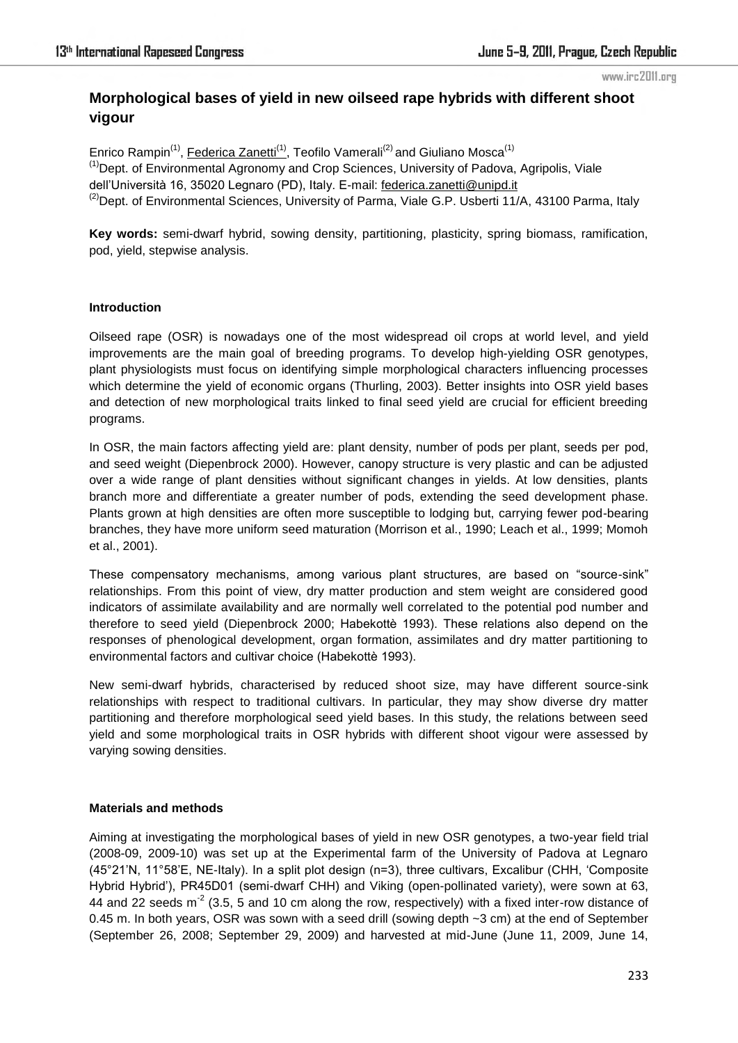# Morphological bases of yield in new oilseed rape hybrids with different shoot vigour

Enrico Rampin[(1)], Federica Zanetti[(1)], Teofilo Vamerali[(2)] and Giuliano Mosca[(1)]

[(1)]Dept. of Environmental Agronomy and Crop Sciences, University of Padova, Agripolis, Viale dell'Università 16, 35020 Legnaro (PD), Italy. E-mail: federica.zanetti@unipd.it

[(2)]Dept. of Environmental Sciences, University of Parma, Viale G.P. Usberti 11/A, 43100 Parma, Italy

**Key words:** semi-dwarf hybrid, sowing density, partitioning, plasticity, spring biomass, ramification, pod, yield, stepwise analysis.

## Introduction

Oilseed rape (OSR) is nowadays one of the most widespread oil crops at world level, and yield improvements are the main goal of breeding programs. To develop high-yielding OSR genotypes, plant physiologists must focus on identifying simple morphological characters influencing processes which determine the yield of economic organs (Thurling, 2003). Better insights into OSR yield bases and detection of new morphological traits linked to final seed yield are crucial for efficient breeding programs.

In OSR, the main factors affecting yield are: plant density, number of pods per plant, seeds per pod, and seed weight (Diepenbrock 2000). However, canopy structure is very plastic and can be adjusted over a wide range of plant densities without significant changes in yields. At low densities, plants branch more and differentiate a greater number of pods, extending the seed development phase. Plants grown at high densities are often more susceptible to lodging but, carrying fewer pod-bearing branches, they have more uniform seed maturation (Morrison et al., 1990; Leach et al., 1999; Momoh et al., 2001).

These compensatory mechanisms, among various plant structures, are based on "source-sink" relationships. From this point of view, dry matter production and stem weight are considered good indicators of assimilate availability and are normally well correlated to the potential pod number and therefore to seed yield (Diepenbrock 2000; Habekottè 1993). These relations also depend on the responses of phenological development, organ formation, assimilates and dry matter partitioning to environmental factors and cultivar choice (Habekottè 1993).

New semi-dwarf hybrids, characterised by reduced shoot size, may have different source-sink relationships with respect to traditional cultivars. In particular, they may show diverse dry matter partitioning and therefore morphological seed yield bases. In this study, the relations between seed yield and some morphological traits in OSR hybrids with different shoot vigour were assessed by varying sowing densities.

## Materials and methods

Aiming at investigating the morphological bases of yield in new OSR genotypes, a two-year field trial (2008-09, 2009-10) was set up at the Experimental farm of the University of Padova at Legnaro (45°21'N, 11°58'E, NE-Italy). In a split plot design (n=3), three cultivars, Excalibur (CHH, 'Composite Hybrid Hybrid'), PR45D01 (semi-dwarf CHH) and Viking (open-pollinated variety), were sown at 63, 44 and 22 seeds m$^{-2}$ (3.5, 5 and 10 cm along the row, respectively) with a fixed inter-row distance of 0.45 m. In both years, OSR was sown with a seed drill (sowing depth ~3 cm) at the end of September (September 26, 2008; September 29, 2009) and harvested at mid-June (June 11, 2009, June 14,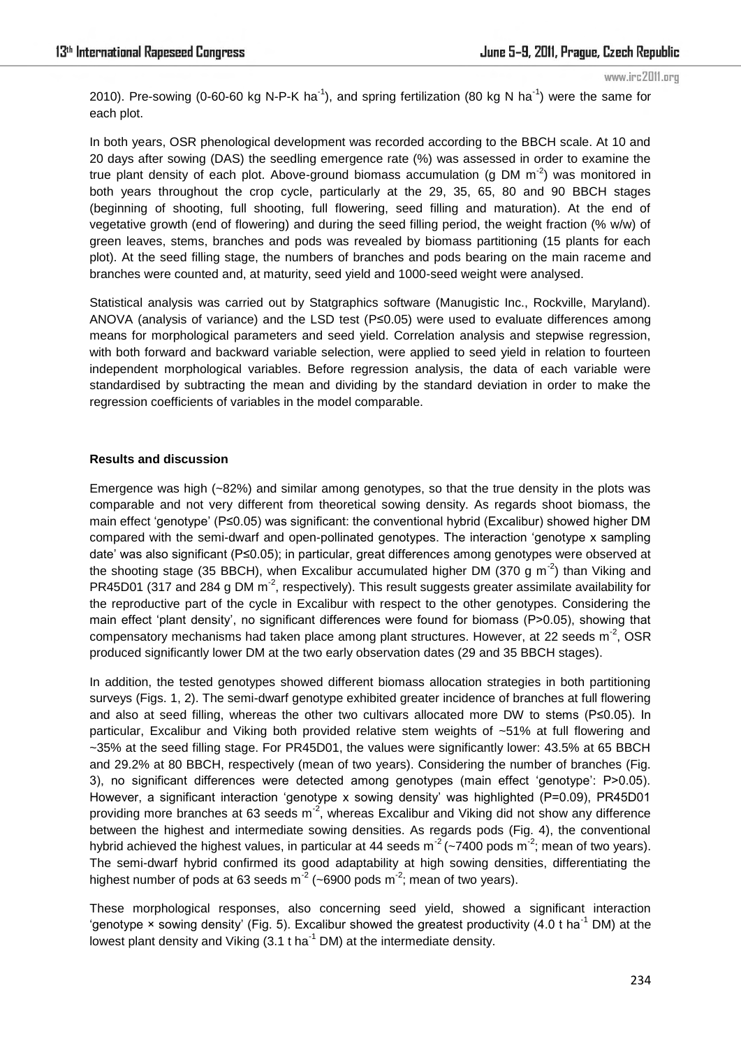2010). Pre-sowing (0-60-60 kg N-P-K ha$^{-1}$), and spring fertilization (80 kg N ha$^{-1}$) were the same for each plot.

In both years, OSR phenological development was recorded according to the BBCH scale. At 10 and 20 days after sowing (DAS) the seedling emergence rate (%) was assessed in order to examine the true plant density of each plot. Above-ground biomass accumulation (g DM m$^{-2}$) was monitored in both years throughout the crop cycle, particularly at the 29, 35, 65, 80 and 90 BBCH stages (beginning of shooting, full shooting, full flowering, seed filling and maturation). At the end of vegetative growth (end of flowering) and during the seed filling period, the weight fraction (% w/w) of green leaves, stems, branches and pods was revealed by biomass partitioning (15 plants for each plot). At the seed filling stage, the numbers of branches and pods bearing on the main raceme and branches were counted and, at maturity, seed yield and 1000-seed weight were analysed.

Statistical analysis was carried out by Statgraphics software (Manugistic Inc., Rockville, Maryland). ANOVA (analysis of variance) and the LSD test ($P \leq 0.05$) were used to evaluate differences among means for morphological parameters and seed yield. Correlation analysis and stepwise regression, with both forward and backward variable selection, were applied to seed yield in relation to fourteen independent morphological variables. Before regression analysis, the data of each variable were standardised by subtracting the mean and dividing by the standard deviation in order to make the regression coefficients of variables in the model comparable.

**Results and discussion**

Emergence was high (~82%) and similar among genotypes, so that the true density in the plots was comparable and not very different from theoretical sowing density. As regards shoot biomass, the main effect 'genotype' ($P \leq 0.05$) was significant: the conventional hybrid (Excalibur) showed higher DM compared with the semi-dwarf and open-pollinated genotypes. The interaction 'genotype x sampling date' was also significant ($P \leq 0.05$); in particular, great differences among genotypes were observed at the shooting stage (35 BBCH), when Excalibur accumulated higher DM (370 g m$^{-2}$) than Viking and PR45D01 (317 and 284 g DM m$^{-2}$, respectively). This result suggests greater assimilate availability for the reproductive part of the cycle in Excalibur with respect to the other genotypes. Considering the main effect 'plant density', no significant differences were found for biomass ($P > 0.05$), showing that compensatory mechanisms had taken place among plant structures. However, at 22 seeds m$^{-2}$, OSR produced significantly lower DM at the two early observation dates (29 and 35 BBCH stages).

In addition, the tested genotypes showed different biomass allocation strategies in both partitioning surveys (Figs. 1, 2). The semi-dwarf genotype exhibited greater incidence of branches at full flowering and also at seed filling, whereas the other two cultivars allocated more DW to stems ($P \leq 0.05$). In particular, Excalibur and Viking both provided relative stem weights of ~51% at full flowering and ~35% at the seed filling stage. For PR45D01, the values were significantly lower: 43.5% at 65 BBCH and 29.2% at 80 BBCH, respectively (mean of two years). Considering the number of branches (Fig. 3), no significant differences were detected among genotypes (main effect 'genotype': $P > 0.05$). However, a significant interaction 'genotype x sowing density' was highlighted ($P = 0.09$), PR45D01 providing more branches at 63 seeds m$^{-2}$, whereas Excalibur and Viking did not show any difference between the highest and intermediate sowing densities. As regards pods (Fig. 4), the conventional hybrid achieved the highest values, in particular at 44 seeds m$^{-2}$ (~7400 pods m$^{-2}$; mean of two years). The semi-dwarf hybrid confirmed its good adaptability at high sowing densities, differentiating the highest number of pods at 63 seeds m$^{-2}$ (~6900 pods m$^{-2}$; mean of two years).

These morphological responses, also concerning seed yield, showed a significant interaction 'genotype × sowing density' (Fig. 5). Excalibur showed the greatest productivity (4.0 t ha$^{-1}$ DM) at the lowest plant density and Viking (3.1 t ha$^{-1}$ DM) at the intermediate density.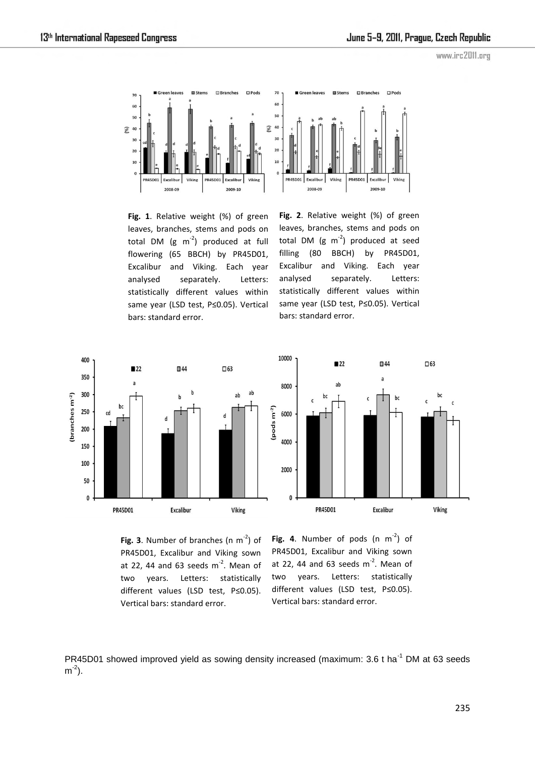**Fig. 1**. Relative weight (%) of green leaves, branches, stems and pods on total DM (g $m^{-2}$) produced at full flowering (65 BBCH) by PR45D01, Excalibur and Viking. Each year analysed separately. Letters: statistically different values within same year (LSD test, P≤0.05). Vertical bars: standard error.

**Fig. 2**. Relative weight (%) of green leaves, branches, stems and pods on total DM (g $m^{-2}$) produced at seed filling (80 BBCH) by PR45D01, Excalibur and Viking. Each year analysed separately. Letters: statistically different values within same year (LSD test, P≤0.05). Vertical bars: standard error.

**Fig. 3**. Number of branches (n $m^{-2}$) of PR45D01, Excalibur and Viking sown at 22, 44 and 63 seeds $m^{-2}$. Mean of two years. Letters: statistically different values (LSD test, P≤0.05). Vertical bars: standard error.

**Fig. 4**. Number of pods (n $m^{-2}$) of PR45D01, Excalibur and Viking sown at 22, 44 and 63 seeds $m^{-2}$. Mean of two years. Letters: statistically different values (LSD test, P≤0.05). Vertical bars: standard error.

PR45D01 showed improved yield as sowing density increased (maximum: 3.6 t $ha^{-1}$ DM at 63 seeds $m^{-2}$).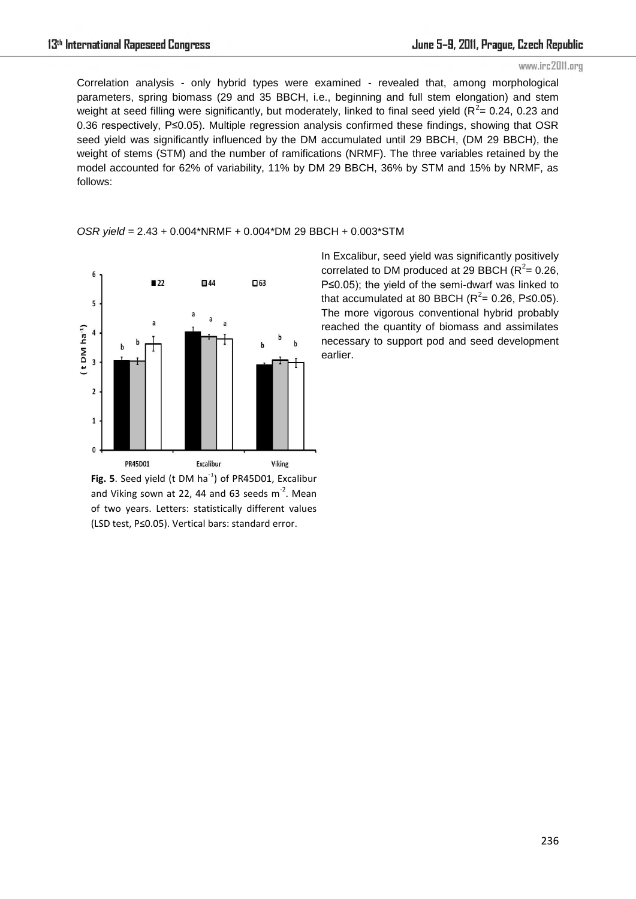Correlation analysis - only hybrid types were examined - revealed that, among morphological parameters, spring biomass (29 and 35 BBCH, i.e., beginning and full stem elongation) and stem weight at seed filling were significantly, but moderately, linked to final seed yield ($R^2$= 0.24, 0.23 and 0.36 respectively, $P≤0.05$). Multiple regression analysis confirmed these findings, showing that OSR seed yield was significantly influenced by the DM accumulated until 29 BBCH, (DM 29 BBCH), the weight of stems (STM) and the number of ramifications (NRMF). The three variables retained by the model accounted for 62% of variability, 11% by DM 29 BBCH, 36% by STM and 15% by NRMF, as follows:

*OSR yield* = 2.43 + 0.004*NRMF + 0.004*DM 29 BBCH + 0.003*STM

**Fig. 5**. Seed yield (t DM ha$^{-1}$) of PR45D01, Excalibur and Viking sown at 22, 44 and 63 seeds m$^{-2}$. Mean of two years. Letters: statistically different values (LSD test, P≤0.05). Vertical bars: standard error.

In Excalibur, seed yield was significantly positively correlated to DM produced at 29 BBCH ($R^2$= 0.26, $P≤0.05$); the yield of the semi-dwarf was linked to that accumulated at 80 BBCH ($R^2$= 0.26, $P≤0.05$). The more vigorous conventional hybrid probably reached the quantity of biomass and assimilates necessary to support pod and seed development earlier.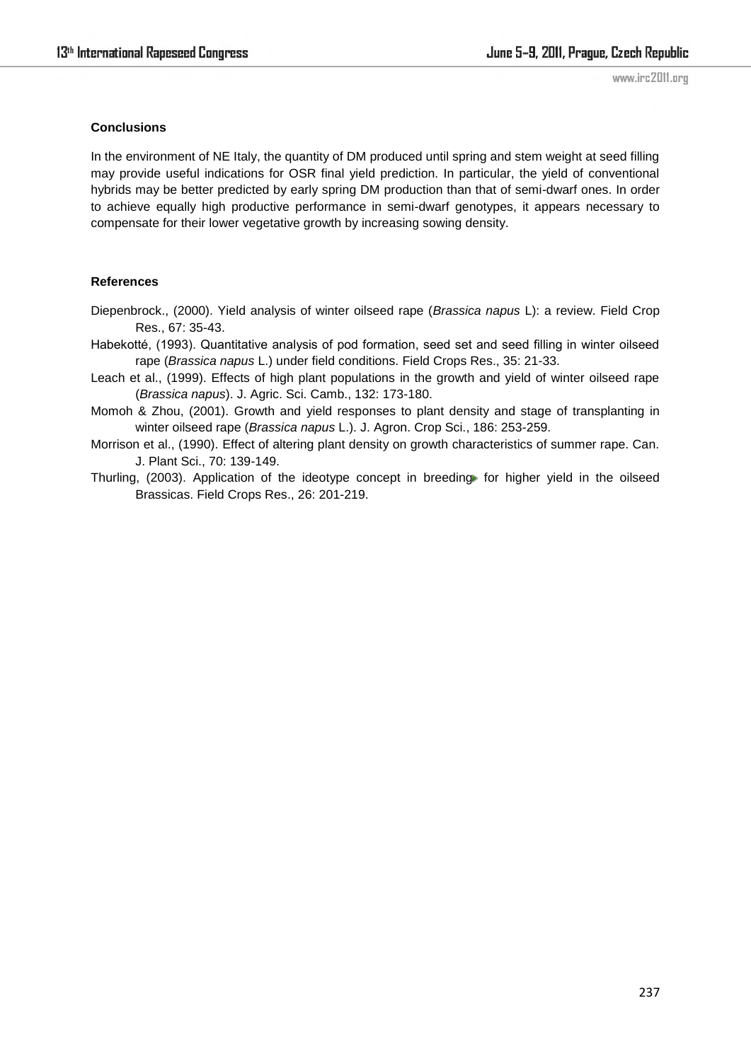### Conclusions

In the environment of NE Italy, the quantity of DM produced until spring and stem weight at seed filling may provide useful indications for OSR final yield prediction. In particular, the yield of conventional hybrids may be better predicted by early spring DM production than that of semi-dwarf ones. In order to achieve equally high productive performance in semi-dwarf genotypes, it appears necessary to compensate for their lower vegetative growth by increasing sowing density.

### References

Diepenbrock., (2000). Yield analysis of winter oilseed rape (*Brassica napus* L): a review. Field Crop Res., 67: 35-43.

Habekotté, (1993). Quantitative analysis of pod formation, seed set and seed filling in winter oilseed rape (*Brassica napus* L.) under field conditions. Field Crops Res., 35: 21-33.

Leach et al., (1999). Effects of high plant populations in the growth and yield of winter oilseed rape (*Brassica napus*). J. Agric. Sci. Camb., 132: 173-180.

Momoh & Zhou, (2001). Growth and yield responses to plant density and stage of transplanting in winter oilseed rape (*Brassica napus* L.). J. Agron. Crop Sci., 186: 253-259.

Morrison et al., (1990). Effect of altering plant density on growth characteristics of summer rape. Can. J. Plant Sci., 70: 139-149.

Thurling, (2003). Application of the ideotype concept in breeding for higher yield in the oilseed Brassicas. Field Crops Res., 26: 201-219.